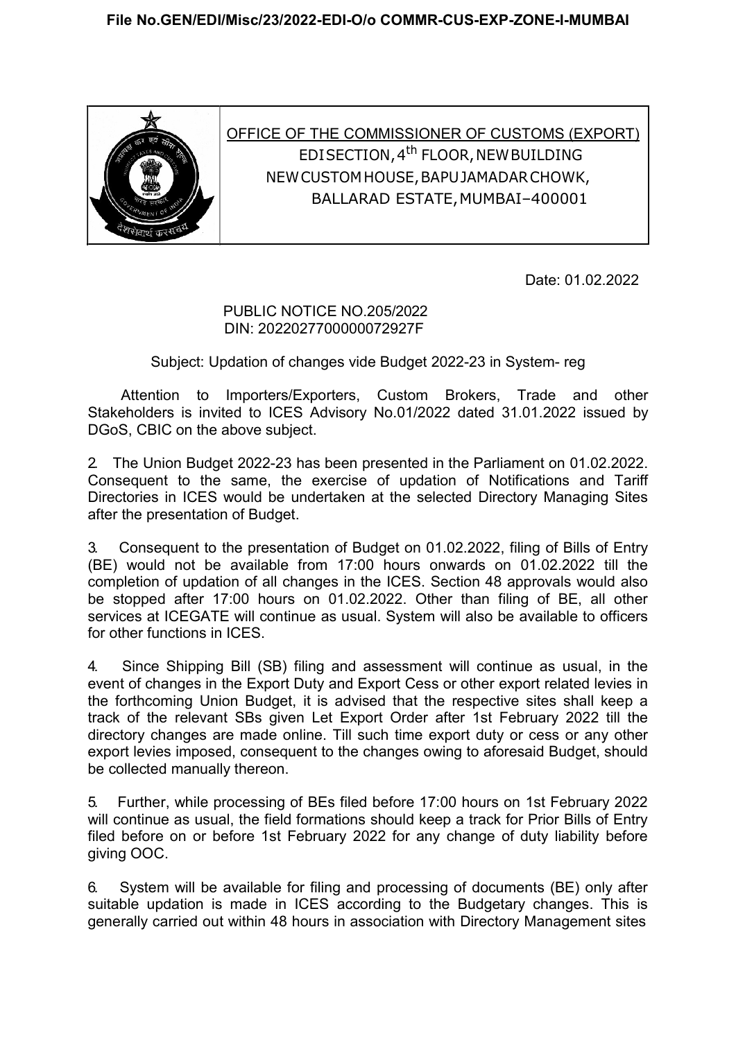File No.GEN/EDI/Misc/23/2022-EDI-O/o COMMR-CUS-EXP-ZONE-I-MUMBAI

OFFICE OF THE COMMISSIONER OF CUSTOMS (EXPORT)
EDI SECTION, 4th FLOOR, NEW BUILDING
NEW CUSTOM HOUSE, BAPU JAMADAR CHOWK,
BALLARAD ESTATE, MUMBAI–400001

Date: 01.02.2022

PUBLIC NOTICE NO.205/2022
DIN: 20220277000000072927F

Subject: Updation of changes vide Budget 2022-23 in System- reg

Attention to Importers/Exporters, Custom Brokers, Trade and other Stakeholders is invited to ICES Advisory No.01/2022 dated 31.01.2022 issued by DGoS, CBIC on the above subject.

2. The Union Budget 2022-23 has been presented in the Parliament on 01.02.2022. Consequent to the same, the exercise of updation of Notifications and Tariff Directories in ICES would be undertaken at the selected Directory Managing Sites after the presentation of Budget.

3. Consequent to the presentation of Budget on 01.02.2022, filing of Bills of Entry (BE) would not be available from 17:00 hours onwards on 01.02.2022 till the completion of updation of all changes in the ICES. Section 48 approvals would also be stopped after 17:00 hours on 01.02.2022. Other than filing of BE, all other services at ICEGATE will continue as usual. System will also be available to officers for other functions in ICES.

4. Since Shipping Bill (SB) filing and assessment will continue as usual, in the event of changes in the Export Duty and Export Cess or other export related levies in the forthcoming Union Budget, it is advised that the respective sites shall keep a track of the relevant SBs given Let Export Order after 1st February 2022 till the directory changes are made online. Till such time export duty or cess or any other export levies imposed, consequent to the changes owing to aforesaid Budget, should be collected manually thereon.

5. Further, while processing of BEs filed before 17:00 hours on 1st February 2022 will continue as usual, the field formations should keep a track for Prior Bills of Entry filed before on or before 1st February 2022 for any change of duty liability before giving OOC.

6. System will be available for filing and processing of documents (BE) only after suitable updation is made in ICES according to the Budgetary changes. This is generally carried out within 48 hours in association with Directory Management sites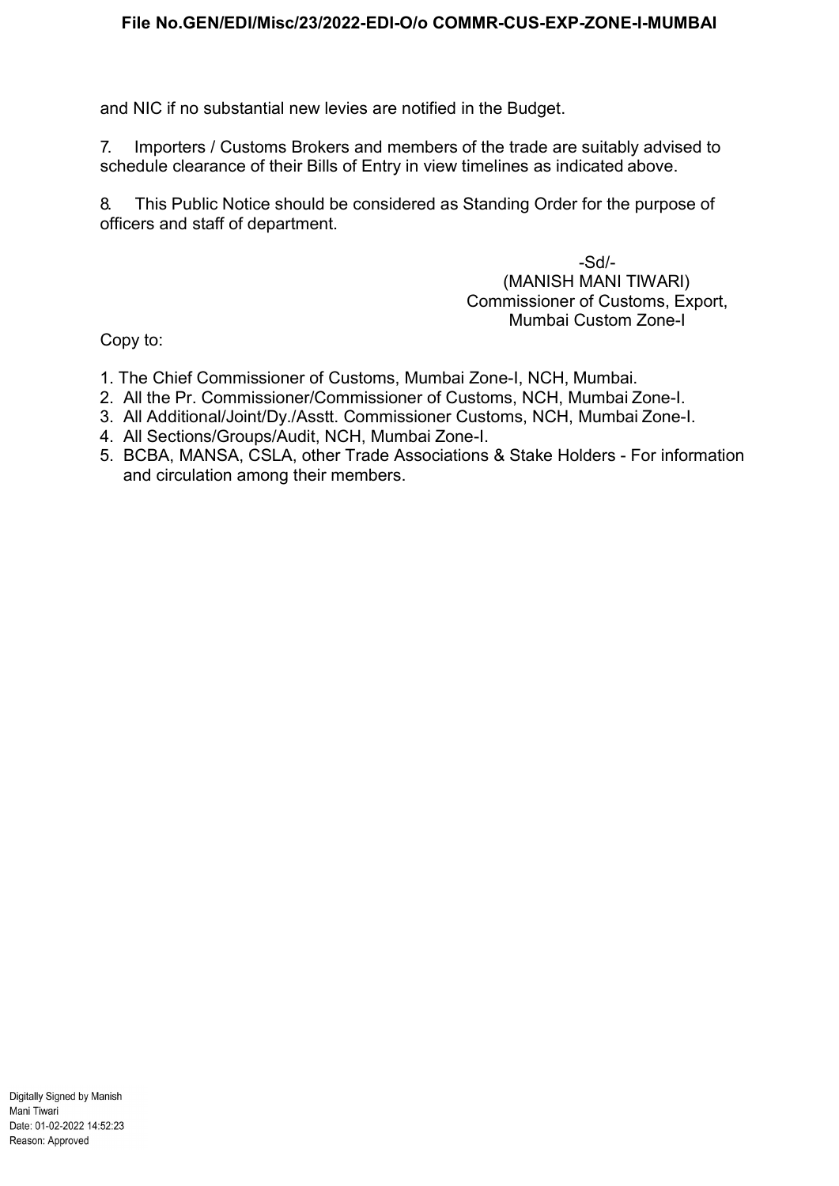and NIC if no substantial new levies are notified in the Budget.

7. Importers / Customs Brokers and members of the trade are suitably advised to schedule clearance of their Bills of Entry in view timelines as indicated above.

8. This Public Notice should be considered as Standing Order for the purpose of officers and staff of department.

-Sd/-
(MANISH MANI TIWARI)
Commissioner of Customs, Export,
Mumbai Custom Zone-I

Copy to:

1. The Chief Commissioner of Customs, Mumbai Zone-I, NCH, Mumbai.
2. All the Pr. Commissioner/Commissioner of Customs, NCH, Mumbai Zone-I.
3. All Additional/Joint/Dy./Asstt. Commissioner Customs, NCH, Mumbai Zone-I.
4. All Sections/Groups/Audit, NCH, Mumbai Zone-I.
5. BCBA, MANSA, CSLA, other Trade Associations & Stake Holders - For information and circulation among their members.

Digitally Signed by Manish Mani Tiwari
Date: 01-02-2022 14:52:23
Reason: Approved